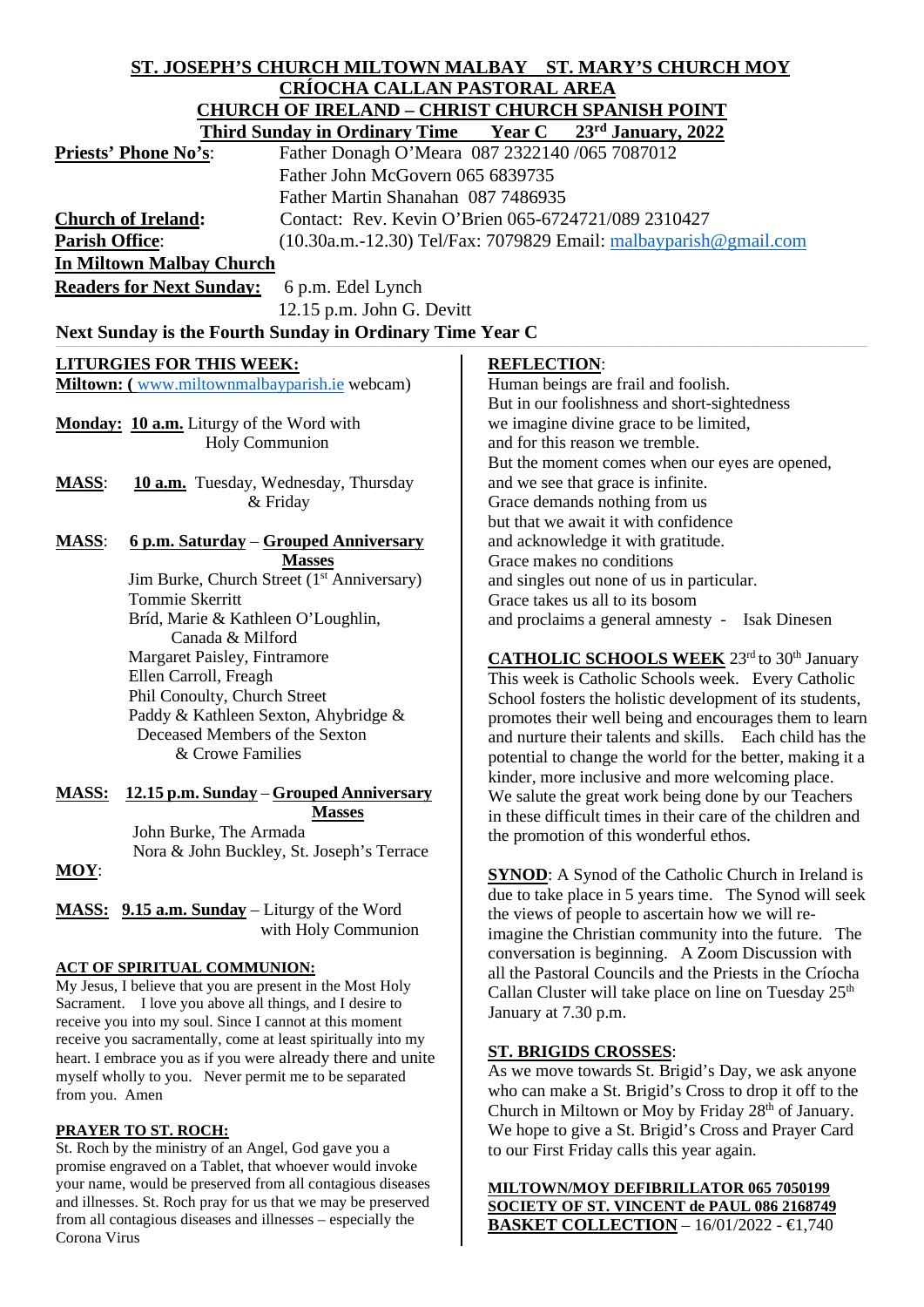# ST. JOSEPH'S CHURCH MILTOWN MALBAY ST. MARY'S CHURCH MOY
## CRÍOCHA CALLAN PASTORAL AREA
## CHURCH OF IRELAND – CHRIST CHURCH SPANISH POINT
### Third Sunday in Ordinary Time Year C 23rd January, 2022

**Priests' Phone No's**: Father Donagh O'Meara 087 2322140 /065 7087012
Father John McGovern 065 6839735
Father Martin Shanahan 087 7486935

**Church of Ireland**: Contact: Rev. Kevin O'Brien 065-6724721/089 2310427

**Parish Office**: (10.30a.m.-12.30) Tel/Fax: 7079829 Email: malbayparish@gmail.com

**In Miltown Malbay Church**

**Readers for Next Sunday:** 6 p.m. Edel Lynch
12.15 p.m. John G. Devitt

**Next Sunday is the Fourth Sunday in Ordinary Time Year C**

**LITURGIES FOR THIS WEEK:**

**Miltown: (** www.miltownmalbayparish.ie webcam)

**Monday: 10 a.m.** Liturgy of the Word with Holy Communion

**MASS**: **10 a.m.** Tuesday, Wednesday, Thursday & Friday

**MASS**: **6 p.m. Saturday** – **Grouped Anniversary Masses**
Jim Burke, Church Street (1st Anniversary)
Tommie Skerritt
Bríd, Marie & Kathleen O'Loughlin, Canada & Milford
Margaret Paisley, Fintramore
Ellen Carroll, Freagh
Phil Conoulty, Church Street
Paddy & Kathleen Sexton, Ahybridge & Deceased Members of the Sexton & Crowe Families

**MASS: 12.15 p.m. Sunday** – **Grouped Anniversary Masses**
John Burke, The Armada
Nora & John Buckley, St. Joseph's Terrace

**MOY**:

**MASS: 9.15 a.m. Sunday** – Liturgy of the Word with Holy Communion

**ACT OF SPIRITUAL COMMUNION:**
My Jesus, I believe that you are present in the Most Holy Sacrament. I love you above all things, and I desire to receive you into my soul. Since I cannot at this moment receive you sacramentally, come at least spiritually into my heart. I embrace you as if you were already there and unite myself wholly to you. Never permit me to be separated from you. Amen

**PRAYER TO ST. ROCH:**
St. Roch by the ministry of an Angel, God gave you a promise engraved on a Tablet, that whoever would invoke your name, would be preserved from all contagious diseases and illnesses. St. Roch pray for us that we may be preserved from all contagious diseases and illnesses – especially the Corona Virus

**REFLECTION**:
Human beings are frail and foolish.
But in our foolishness and short-sightedness
we imagine divine grace to be limited,
and for this reason we tremble.
But the moment comes when our eyes are opened,
and we see that grace is infinite.
Grace demands nothing from us
but that we await it with confidence
and acknowledge it with gratitude.
Grace makes no conditions
and singles out none of us in particular.
Grace takes us all to its bosom
and proclaims a general amnesty - Isak Dinesen

**CATHOLIC SCHOOLS WEEK** 23rd to 30th January
This week is Catholic Schools week. Every Catholic School fosters the holistic development of its students, promotes their well being and encourages them to learn and nurture their talents and skills. Each child has the potential to change the world for the better, making it a kinder, more inclusive and more welcoming place. We salute the great work being done by our Teachers in these difficult times in their care of the children and the promotion of this wonderful ethos.

**SYNOD**: A Synod of the Catholic Church in Ireland is due to take place in 5 years time. The Synod will seek the views of people to ascertain how we will re-imagine the Christian community into the future. The conversation is beginning. A Zoom Discussion with all the Pastoral Councils and the Priests in the Críocha Callan Cluster will take place on line on Tuesday 25th January at 7.30 p.m.

**ST. BRIGIDS CROSSES**:
As we move towards St. Brigid's Day, we ask anyone who can make a St. Brigid's Cross to drop it off to the Church in Miltown or Moy by Friday 28th of January. We hope to give a St. Brigid's Cross and Prayer Card to our First Friday calls this year again.

**MILTOWN/MOY DEFIBRILLATOR 065 7050199**
**SOCIETY OF ST. VINCENT de PAUL 086 2168749**
**BASKET COLLECTION** – 16/01/2022 - €1,740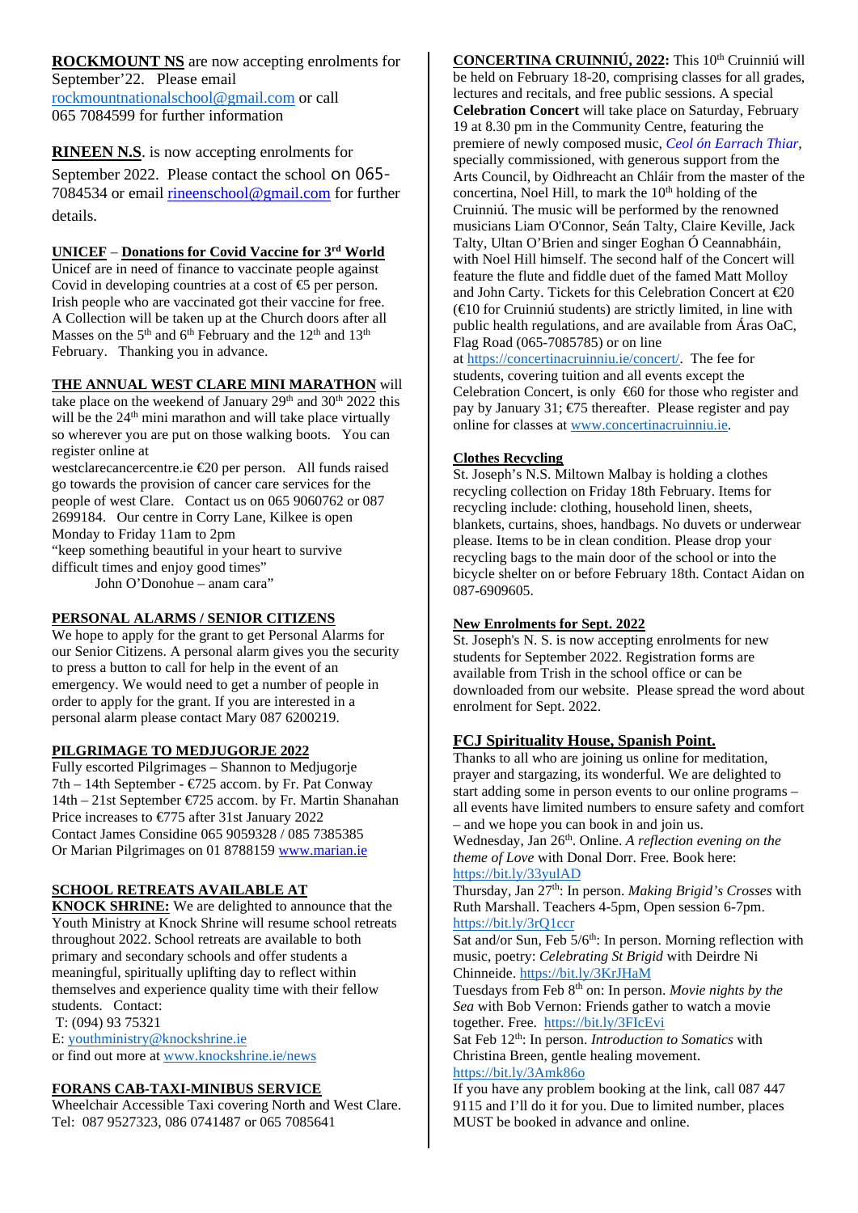**ROCKMOUNT NS** are now accepting enrolments for September'22. Please email rockmountnationalschool@gmail.com or call 065 7084599 for further information

**RINEEN N.S**. is now accepting enrolments for September 2022. Please contact the school on 065-7084534 or email rineenschool@gmail.com for further details.

**UNICEF** – **Donations for Covid Vaccine for 3rd World**

Unicef are in need of finance to vaccinate people against Covid in developing countries at a cost of €5 per person. Irish people who are vaccinated got their vaccine for free. A Collection will be taken up at the Church doors after all Masses on the 5th and 6th February and the 12th and 13th February. Thanking you in advance.

**THE ANNUAL WEST CLARE MINI MARATHON** will take place on the weekend of January 29th and 30th 2022 this will be the 24th mini marathon and will take place virtually so wherever you are put on those walking boots. You can register online at westclarecancercentre.ie €20 per person. All funds raised go towards the provision of cancer care services for the people of west Clare. Contact us on 065 9060762 or 087 2699184. Our centre in Corry Lane, Kilkee is open Monday to Friday 11am to 2pm

"keep something beautiful in your heart to survive difficult times and enjoy good times"
John O'Donohue – anam cara"

**PERSONAL ALARMS / SENIOR CITIZENS**

We hope to apply for the grant to get Personal Alarms for our Senior Citizens. A personal alarm gives you the security to press a button to call for help in the event of an emergency. We would need to get a number of people in order to apply for the grant. If you are interested in a personal alarm please contact Mary 087 6200219.

**PILGRIMAGE TO MEDJUGORJE 2022**

Fully escorted Pilgrimages – Shannon to Medjugorje
7th – 14th September - €725 accom. by Fr. Pat Conway
14th – 21st September €725 accom. by Fr. Martin Shanahan
Price increases to €775 after 31st January 2022
Contact James Considine 065 9059328 / 085 7385385
Or Marian Pilgrimages on 01 8788159 www.marian.ie

**SCHOOL RETREATS AVAILABLE AT KNOCK SHRINE:** We are delighted to announce that the Youth Ministry at Knock Shrine will resume school retreats throughout 2022. School retreats are available to both primary and secondary schools and offer students a meaningful, spiritually uplifting day to reflect within themselves and experience quality time with their fellow students. Contact:
T: (094) 93 75321
E: youthministry@knockshrine.ie
or find out more at www.knockshrine.ie/news

**FORANS CAB-TAXI-MINIBUS SERVICE**

Wheelchair Accessible Taxi covering North and West Clare.
Tel: 087 9527323, 086 0741487 or 065 7085641

**CONCERTINA CRUINNIÚ, 2022:** This 10th Cruinniú will be held on February 18-20, comprising classes for all grades, lectures and recitals, and free public sessions. A special **Celebration Concert** will take place on Saturday, February 19 at 8.30 pm in the Community Centre, featuring the premiere of newly composed music, *Ceol ón Earrach Thiar*, specially commissioned, with generous support from the Arts Council, by Oidhreacht an Chláir from the master of the concertina, Noel Hill, to mark the 10th holding of the Cruinniú. The music will be performed by the renowned musicians Liam O'Connor, Seán Talty, Claire Keville, Jack Talty, Ultan O'Brien and singer Eoghan Ó Ceannabháin, with Noel Hill himself. The second half of the Concert will feature the flute and fiddle duet of the famed Matt Molloy and John Carty. Tickets for this Celebration Concert at €20 (€10 for Cruinniú students) are strictly limited, in line with public health regulations, and are available from Áras OaC, Flag Road (065-7085785) or on line at https://concertinacruinniu.ie/concert/. The fee for students, covering tuition and all events except the Celebration Concert, is only €60 for those who register and pay by January 31; €75 thereafter. Please register and pay online for classes at www.concertinacruinniu.ie.

**Clothes Recycling**

St. Joseph's N.S. Miltown Malbay is holding a clothes recycling collection on Friday 18th February. Items for recycling include: clothing, household linen, sheets, blankets, curtains, shoes, handbags. No duvets or underwear please. Items to be in clean condition. Please drop your recycling bags to the main door of the school or into the bicycle shelter on or before February 18th. Contact Aidan on 087-6909605.

**New Enrolments for Sept. 2022**

St. Joseph's N. S. is now accepting enrolments for new students for September 2022. Registration forms are available from Trish in the school office or can be downloaded from our website. Please spread the word about enrolment for Sept. 2022.

**FCJ Spirituality House, Spanish Point.**

Thanks to all who are joining us online for meditation, prayer and stargazing, its wonderful. We are delighted to start adding some in person events to our online programs – all events have limited numbers to ensure safety and comfort – and we hope you can book in and join us.

Wednesday, Jan 26th. Online. *A reflection evening on the theme of Love* with Donal Dorr. Free. Book here: https://bit.ly/33yulAD

Thursday, Jan 27th: In person. *Making Brigid's Crosses* with Ruth Marshall. Teachers 4-5pm, Open session 6-7pm. https://bit.ly/3rQ1ccr

Sat and/or Sun, Feb 5/6th: In person. Morning reflection with music, poetry: *Celebrating St Brigid* with Deirdre Ni Chinneide. https://bit.ly/3KrJHaM

Tuesdays from Feb 8th on: In person. *Movie nights by the Sea* with Bob Vernon: Friends gather to watch a movie together. Free. https://bit.ly/3FIcEvi

Sat Feb 12th: In person. *Introduction to Somatics* with Christina Breen, gentle healing movement. https://bit.ly/3Amk86o

If you have any problem booking at the link, call 087 447 9115 and I'll do it for you. Due to limited number, places MUST be booked in advance and online.